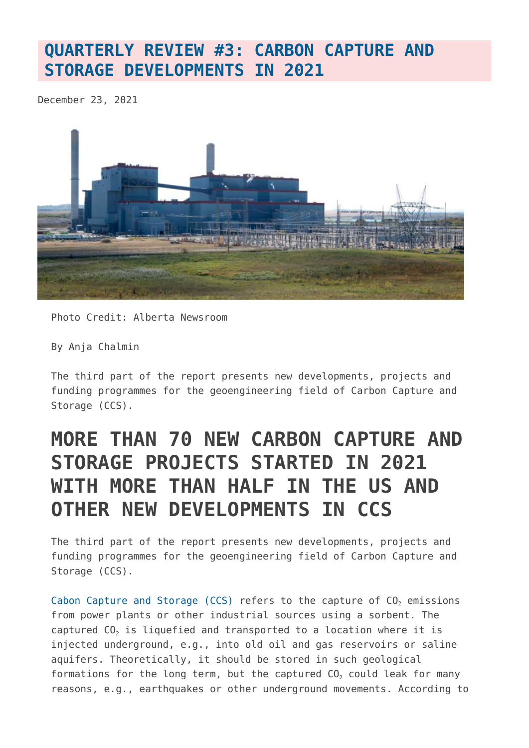# QUARTERLY REVIEW #3: CARBON CAPTURE AND STORAGE DEVELOPMENTS IN 2021

December 23, 2021

Photo Credit: Alberta Newsroom

By Anja Chalmin

The third part of the report presents new developments, projects and funding programmes for the geoengineering field of Carbon Capture and Storage (CCS).

## MORE THAN 70 NEW CARBON CAPTURE AND STORAGE PROJECTS STARTED IN 2021 WITH MORE THAN HALF IN THE US AND OTHER NEW DEVELOPMENTS IN CCS

The third part of the report presents new developments, projects and funding programmes for the geoengineering field of Carbon Capture and Storage (CCS).

Cabon Capture and Storage (CCS) refers to the capture of $CO_2$ emissions from power plants or other industrial sources using a sorbent. The captured $CO_2$ is liquefied and transported to a location where it is injected underground, e.g., into old oil and gas reservoirs or saline aquifers. Theoretically, it should be stored in such geological formations for the long term, but the captured $CO_2$ could leak for many reasons, e.g., earthquakes or other underground movements. According to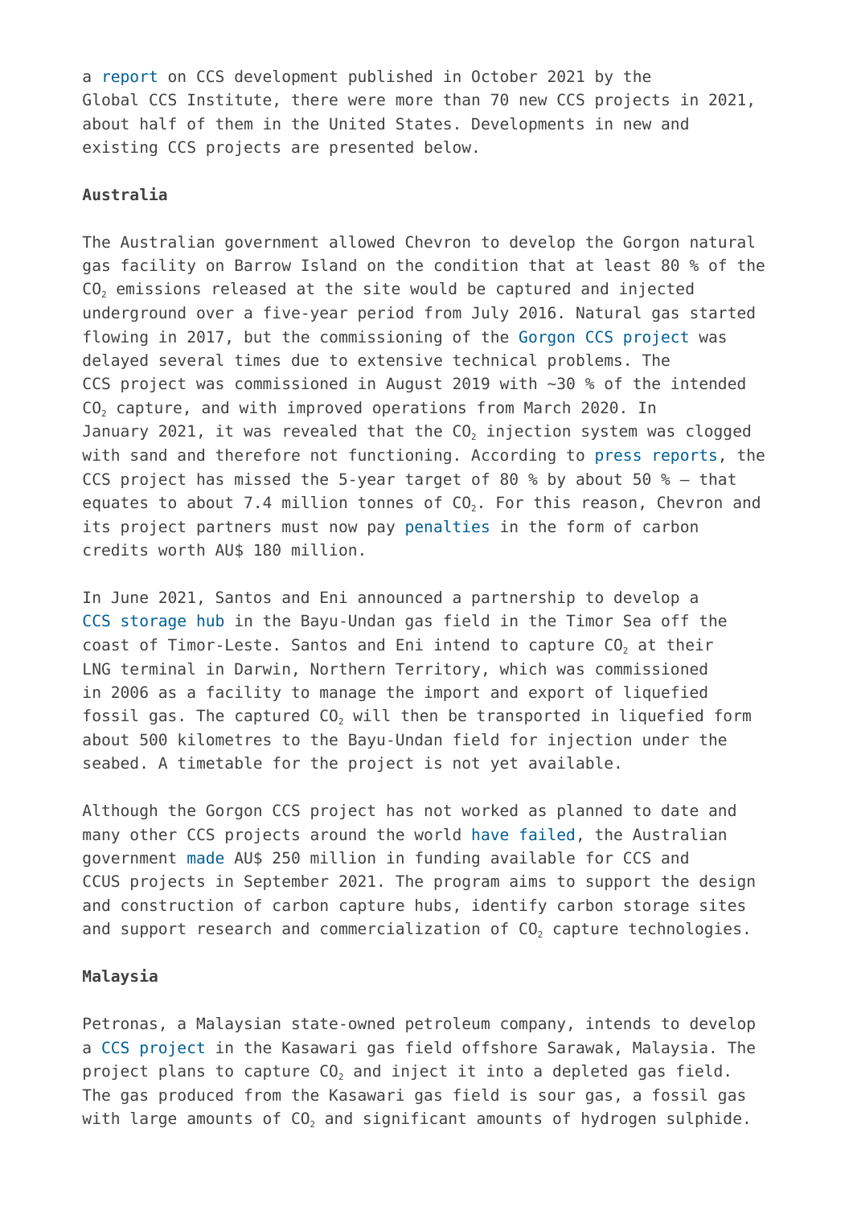a report on CCS development published in October 2021 by the Global CCS Institute, there were more than 70 new CCS projects in 2021, about half of them in the United States. Developments in new and existing CCS projects are presented below.

**Australia**

The Australian government allowed Chevron to develop the Gorgon natural gas facility on Barrow Island on the condition that at least 80 % of the $CO_2$ emissions released at the site would be captured and injected underground over a five-year period from July 2016. Natural gas started flowing in 2017, but the commissioning of the Gorgon CCS project was delayed several times due to extensive technical problems. The CCS project was commissioned in August 2019 with ~30 % of the intended $CO_2$ capture, and with improved operations from March 2020. In January 2021, it was revealed that the $CO_2$ injection system was clogged with sand and therefore not functioning. According to press reports, the CCS project has missed the 5-year target of 80 % by about 50 % – that equates to about 7.4 million tonnes of $CO_2$. For this reason, Chevron and its project partners must now pay penalties in the form of carbon credits worth AU$ 180 million.

In June 2021, Santos and Eni announced a partnership to develop a CCS storage hub in the Bayu-Undan gas field in the Timor Sea off the coast of Timor-Leste. Santos and Eni intend to capture $CO_2$ at their LNG terminal in Darwin, Northern Territory, which was commissioned in 2006 as a facility to manage the import and export of liquefied fossil gas. The captured $CO_2$ will then be transported in liquefied form about 500 kilometres to the Bayu-Undan field for injection under the seabed. A timetable for the project is not yet available.

Although the Gorgon CCS project has not worked as planned to date and many other CCS projects around the world have failed, the Australian government made AU$ 250 million in funding available for CCS and CCUS projects in September 2021. The program aims to support the design and construction of carbon capture hubs, identify carbon storage sites and support research and commercialization of $CO_2$ capture technologies.

**Malaysia**

Petronas, a Malaysian state-owned petroleum company, intends to develop a CCS project in the Kasawari gas field offshore Sarawak, Malaysia. The project plans to capture $CO_2$ and inject it into a depleted gas field. The gas produced from the Kasawari gas field is sour gas, a fossil gas with large amounts of $CO_2$ and significant amounts of hydrogen sulphide.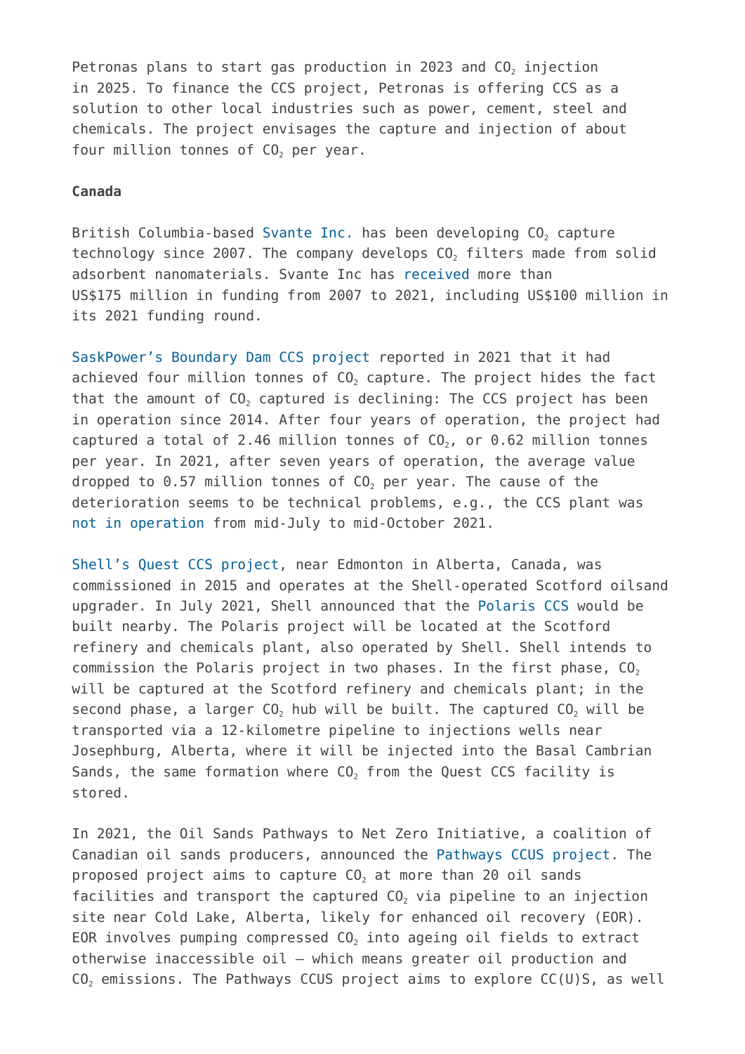Petronas plans to start gas production in 2023 and $CO_2$ injection in 2025. To finance the CCS project, Petronas is offering CCS as a solution to other local industries such as power, cement, steel and chemicals. The project envisages the capture and injection of about four million tonnes of $CO_2$ per year.

**Canada**

British Columbia-based Svante Inc. has been developing $CO_2$ capture technology since 2007. The company develops $CO_2$ filters made from solid adsorbent nanomaterials. Svante Inc has received more than US$175 million in funding from 2007 to 2021, including US$100 million in its 2021 funding round.

SaskPower's Boundary Dam CCS project reported in 2021 that it had achieved four million tonnes of $CO_2$ capture. The project hides the fact that the amount of $CO_2$ captured is declining: The CCS project has been in operation since 2014. After four years of operation, the project had captured a total of 2.46 million tonnes of $CO_2$, or 0.62 million tonnes per year. In 2021, after seven years of operation, the average value dropped to 0.57 million tonnes of $CO_2$ per year. The cause of the deterioration seems to be technical problems, e.g., the CCS plant was not in operation from mid-July to mid-October 2021.

Shell's Quest CCS project, near Edmonton in Alberta, Canada, was commissioned in 2015 and operates at the Shell-operated Scotford oilsand upgrader. In July 2021, Shell announced that the Polaris CCS would be built nearby. The Polaris project will be located at the Scotford refinery and chemicals plant, also operated by Shell. Shell intends to commission the Polaris project in two phases. In the first phase, $CO_2$ will be captured at the Scotford refinery and chemicals plant; in the second phase, a larger $CO_2$ hub will be built. The captured $CO_2$ will be transported via a 12-kilometre pipeline to injections wells near Josephburg, Alberta, where it will be injected into the Basal Cambrian Sands, the same formation where $CO_2$ from the Quest CCS facility is stored.

In 2021, the Oil Sands Pathways to Net Zero Initiative, a coalition of Canadian oil sands producers, announced the Pathways CCUS project. The proposed project aims to capture $CO_2$ at more than 20 oil sands facilities and transport the captured $CO_2$ via pipeline to an injection site near Cold Lake, Alberta, likely for enhanced oil recovery (EOR). EOR involves pumping compressed $CO_2$ into ageing oil fields to extract otherwise inaccessible oil – which means greater oil production and $CO_2$ emissions. The Pathways CCUS project aims to explore CC(U)S, as well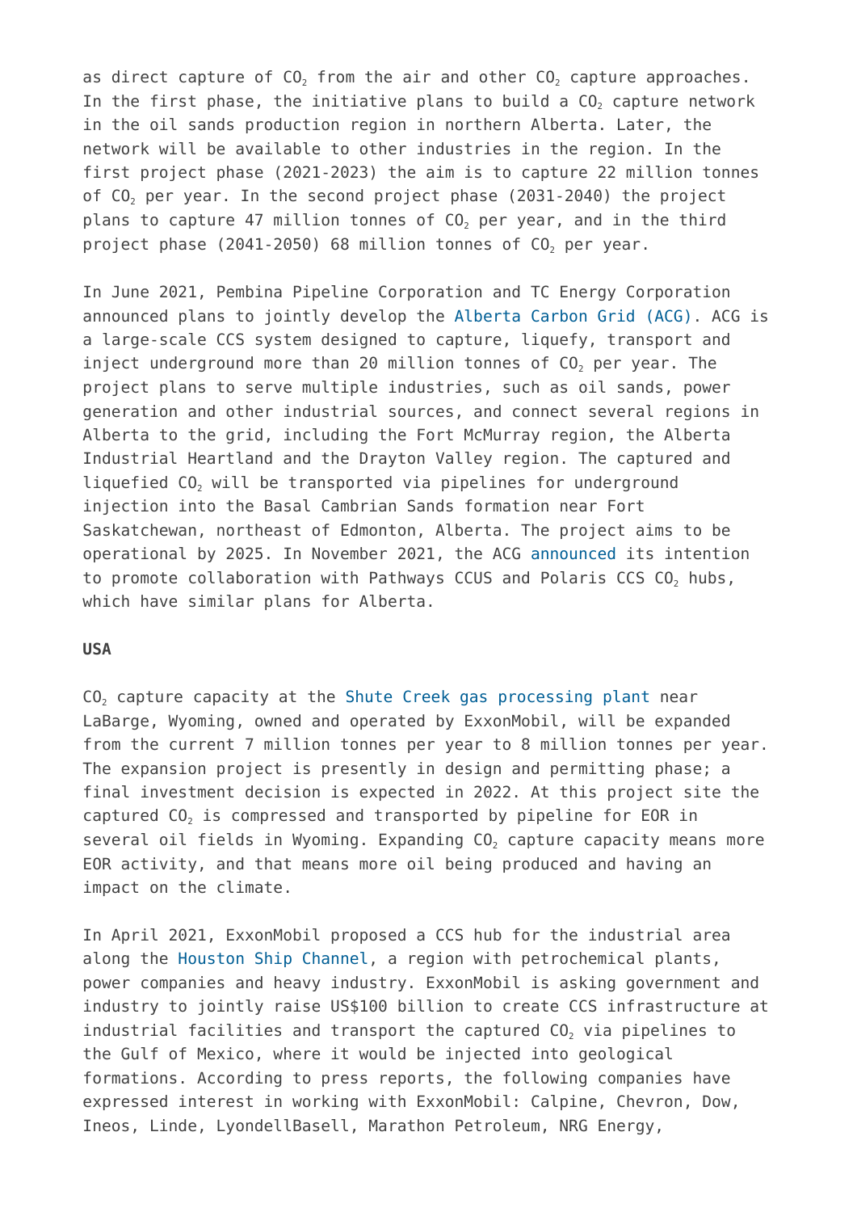as direct capture of $CO_2$ from the air and other $CO_2$ capture approaches. In the first phase, the initiative plans to build a $CO_2$ capture network in the oil sands production region in northern Alberta. Later, the network will be available to other industries in the region. In the first project phase (2021-2023) the aim is to capture 22 million tonnes of $CO_2$ per year. In the second project phase (2031-2040) the project plans to capture 47 million tonnes of $CO_2$ per year, and in the third project phase (2041-2050) 68 million tonnes of $CO_2$ per year.

In June 2021, Pembina Pipeline Corporation and TC Energy Corporation announced plans to jointly develop the Alberta Carbon Grid (ACG). ACG is a large-scale CCS system designed to capture, liquefy, transport and inject underground more than 20 million tonnes of $CO_2$ per year. The project plans to serve multiple industries, such as oil sands, power generation and other industrial sources, and connect several regions in Alberta to the grid, including the Fort McMurray region, the Alberta Industrial Heartland and the Drayton Valley region. The captured and liquefied $CO_2$ will be transported via pipelines for underground injection into the Basal Cambrian Sands formation near Fort Saskatchewan, northeast of Edmonton, Alberta. The project aims to be operational by 2025. In November 2021, the ACG announced its intention to promote collaboration with Pathways CCUS and Polaris CCS $CO_2$ hubs, which have similar plans for Alberta.

**USA**

$CO_2$ capture capacity at the Shute Creek gas processing plant near LaBarge, Wyoming, owned and operated by ExxonMobil, will be expanded from the current 7 million tonnes per year to 8 million tonnes per year. The expansion project is presently in design and permitting phase; a final investment decision is expected in 2022. At this project site the captured $CO_2$ is compressed and transported by pipeline for EOR in several oil fields in Wyoming. Expanding $CO_2$ capture capacity means more EOR activity, and that means more oil being produced and having an impact on the climate.

In April 2021, ExxonMobil proposed a CCS hub for the industrial area along the Houston Ship Channel, a region with petrochemical plants, power companies and heavy industry. ExxonMobil is asking government and industry to jointly raise US$100 billion to create CCS infrastructure at industrial facilities and transport the captured $CO_2$ via pipelines to the Gulf of Mexico, where it would be injected into geological formations. According to press reports, the following companies have expressed interest in working with ExxonMobil: Calpine, Chevron, Dow, Ineos, Linde, LyondellBasell, Marathon Petroleum, NRG Energy,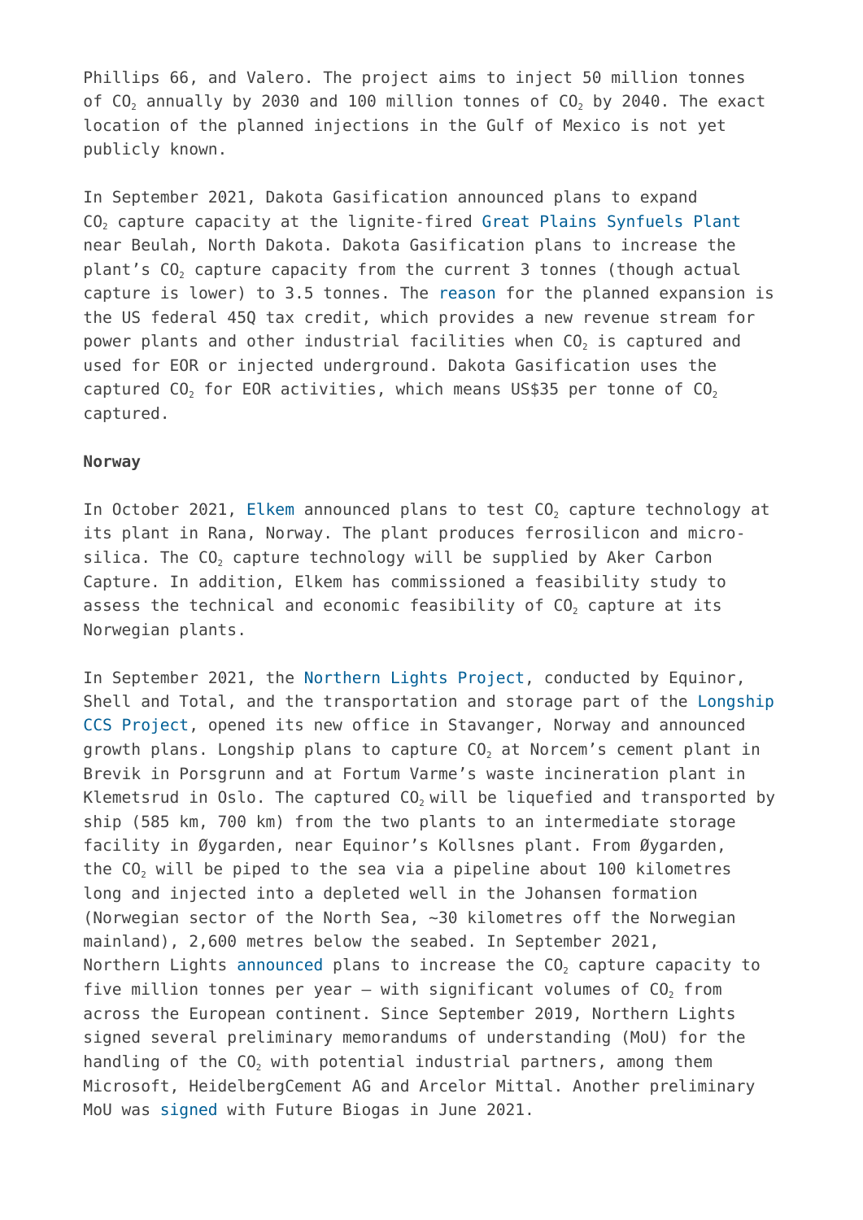Phillips 66, and Valero. The project aims to inject 50 million tonnes of $CO_2$ annually by 2030 and 100 million tonnes of $CO_2$ by 2040. The exact location of the planned injections in the Gulf of Mexico is not yet publicly known.

In September 2021, Dakota Gasification announced plans to expand $CO_2$ capture capacity at the lignite-fired Great Plains Synfuels Plant near Beulah, North Dakota. Dakota Gasification plans to increase the plant's $CO_2$ capture capacity from the current 3 tonnes (though actual capture is lower) to 3.5 tonnes. The reason for the planned expansion is the US federal 45Q tax credit, which provides a new revenue stream for power plants and other industrial facilities when $CO_2$ is captured and used for EOR or injected underground. Dakota Gasification uses the captured $CO_2$ for EOR activities, which means US$35 per tonne of $CO_2$ captured.

**Norway**

In October 2021, Elkem announced plans to test $CO_2$ capture technology at its plant in Rana, Norway. The plant produces ferrosilicon and micro-silica. The $CO_2$ capture technology will be supplied by Aker Carbon Capture. In addition, Elkem has commissioned a feasibility study to assess the technical and economic feasibility of $CO_2$ capture at its Norwegian plants.

In September 2021, the Northern Lights Project, conducted by Equinor, Shell and Total, and the transportation and storage part of the Longship CCS Project, opened its new office in Stavanger, Norway and announced growth plans. Longship plans to capture $CO_2$ at Norcem's cement plant in Brevik in Porsgrunn and at Fortum Varme's waste incineration plant in Klemetsrud in Oslo. The captured $CO_2$ will be liquefied and transported by ship (585 km, 700 km) from the two plants to an intermediate storage facility in Øygarden, near Equinor's Kollsnes plant. From Øygarden, the $CO_2$ will be piped to the sea via a pipeline about 100 kilometres long and injected into a depleted well in the Johansen formation (Norwegian sector of the North Sea, ~30 kilometres off the Norwegian mainland), 2,600 metres below the seabed. In September 2021, Northern Lights announced plans to increase the $CO_2$ capture capacity to five million tonnes per year – with significant volumes of $CO_2$ from across the European continent. Since September 2019, Northern Lights signed several preliminary memorandums of understanding (MoU) for the handling of the $CO_2$ with potential industrial partners, among them Microsoft, HeidelbergCement AG and Arcelor Mittal. Another preliminary MoU was signed with Future Biogas in June 2021.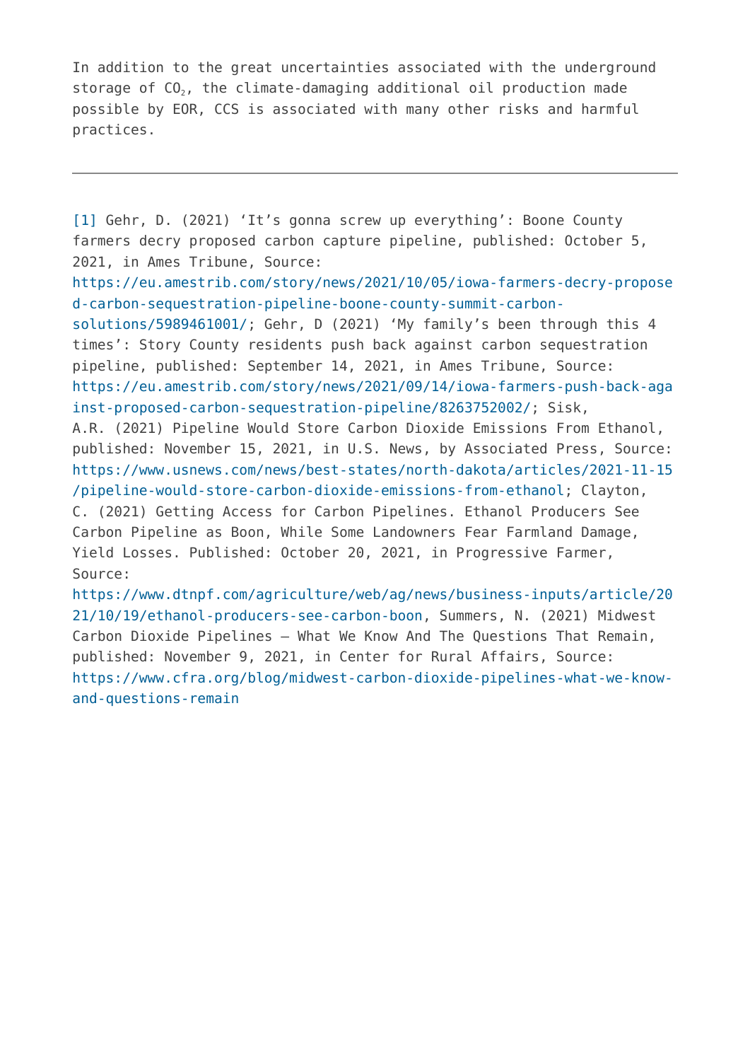In addition to the great uncertainties associated with the underground storage of $CO_2$, the climate-damaging additional oil production made possible by EOR, CCS is associated with many other risks and harmful practices.

---

[1] Gehr, D. (2021) 'It's gonna screw up everything': Boone County farmers decry proposed carbon capture pipeline, published: October 5, 2021, in Ames Tribune, Source: https://eu.amestrib.com/story/news/2021/10/05/iowa-farmers-decry-proposed-carbon-sequestration-pipeline-boone-county-summit-carbon-solutions/5989461001/; Gehr, D (2021) 'My family's been through this 4 times': Story County residents push back against carbon sequestration pipeline, published: September 14, 2021, in Ames Tribune, Source: https://eu.amestrib.com/story/news/2021/09/14/iowa-farmers-push-back-against-proposed-carbon-sequestration-pipeline/8263752002/; Sisk, A.R. (2021) Pipeline Would Store Carbon Dioxide Emissions From Ethanol, published: November 15, 2021, in U.S. News, by Associated Press, Source: https://www.usnews.com/news/best-states/north-dakota/articles/2021-11-15/pipeline-would-store-carbon-dioxide-emissions-from-ethanol; Clayton, C. (2021) Getting Access for Carbon Pipelines. Ethanol Producers See Carbon Pipeline as Boon, While Some Landowners Fear Farmland Damage, Yield Losses. Published: October 20, 2021, in Progressive Farmer, Source: https://www.dtnpf.com/agriculture/web/ag/news/business-inputs/article/2021/10/19/ethanol-producers-see-carbon-boon, Summers, N. (2021) Midwest Carbon Dioxide Pipelines – What We Know And The Questions That Remain, published: November 9, 2021, in Center for Rural Affairs, Source: https://www.cfra.org/blog/midwest-carbon-dioxide-pipelines-what-we-know-and-questions-remain